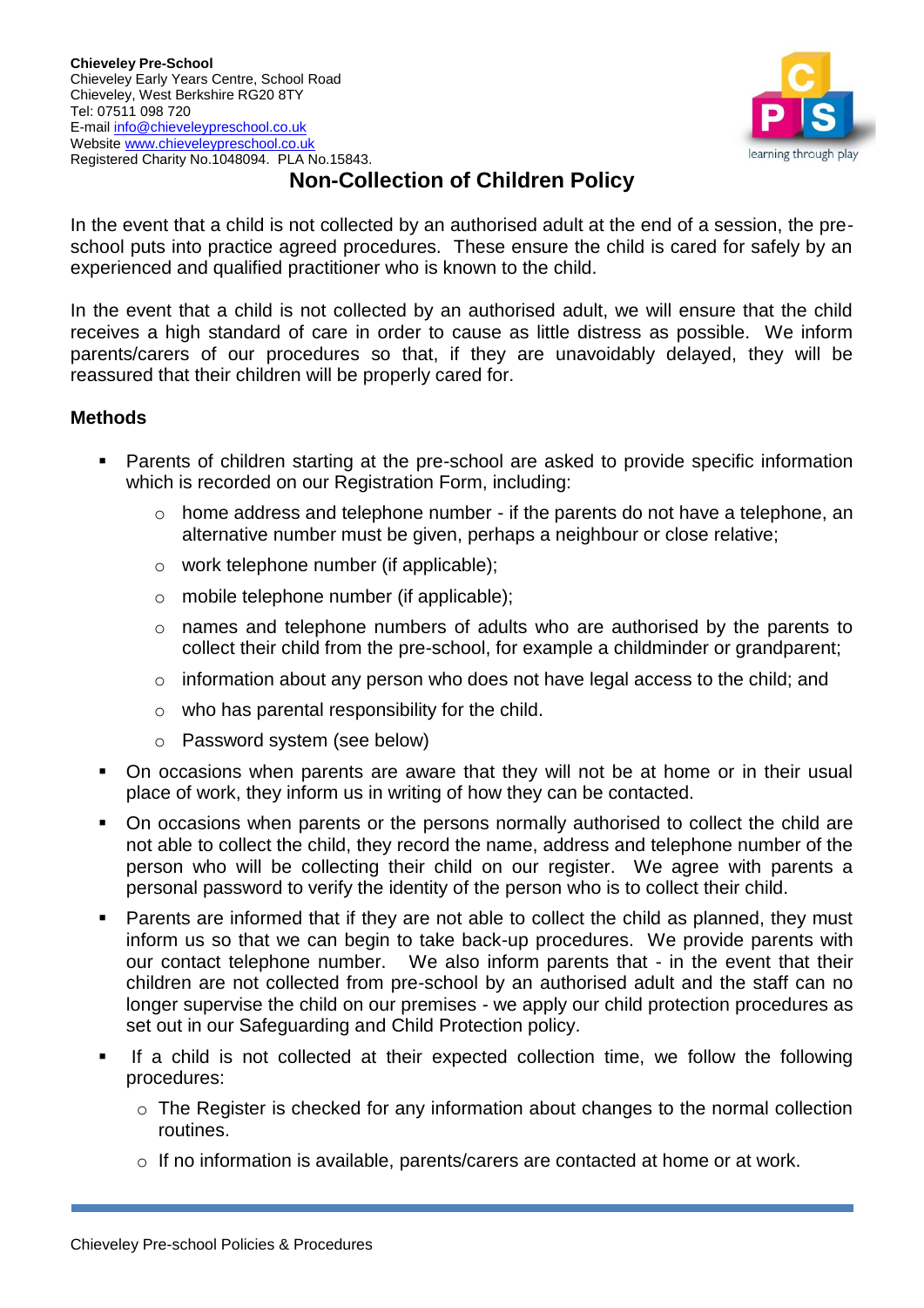**Chieveley Pre-School**
Chieveley Early Years Centre, School Road
Chieveley, West Berkshire RG20 8TY
Tel: 07511 098 720
E-mail info@chieveleypreschool.co.uk
Website www.chieveleypreschool.co.uk
Registered Charity No.1048094. PLA No.15843.

# Non-Collection of Children Policy

In the event that a child is not collected by an authorised adult at the end of a session, the pre-school puts into practice agreed procedures. These ensure the child is cared for safely by an experienced and qualified practitioner who is known to the child.

In the event that a child is not collected by an authorised adult, we will ensure that the child receives a high standard of care in order to cause as little distress as possible. We inform parents/carers of our procedures so that, if they are unavoidably delayed, they will be reassured that their children will be properly cared for.

## Methods

- Parents of children starting at the pre-school are asked to provide specific information which is recorded on our Registration Form, including:
  - home address and telephone number - if the parents do not have a telephone, an alternative number must be given, perhaps a neighbour or close relative;
  - work telephone number (if applicable);
  - mobile telephone number (if applicable);
  - names and telephone numbers of adults who are authorised by the parents to collect their child from the pre-school, for example a childminder or grandparent;
  - information about any person who does not have legal access to the child; and
  - who has parental responsibility for the child.
  - Password system (see below)
- On occasions when parents are aware that they will not be at home or in their usual place of work, they inform us in writing of how they can be contacted.
- On occasions when parents or the persons normally authorised to collect the child are not able to collect the child, they record the name, address and telephone number of the person who will be collecting their child on our register. We agree with parents a personal password to verify the identity of the person who is to collect their child.
- Parents are informed that if they are not able to collect the child as planned, they must inform us so that we can begin to take back-up procedures. We provide parents with our contact telephone number. We also inform parents that - in the event that their children are not collected from pre-school by an authorised adult and the staff can no longer supervise the child on our premises - we apply our child protection procedures as set out in our Safeguarding and Child Protection policy.
- If a child is not collected at their expected collection time, we follow the following procedures:
  - The Register is checked for any information about changes to the normal collection routines.
  - If no information is available, parents/carers are contacted at home or at work.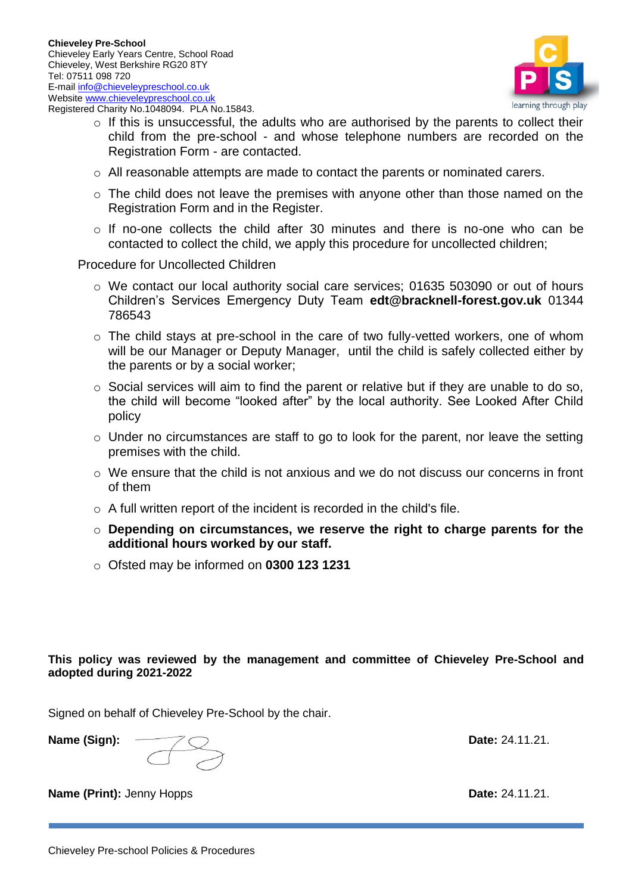- If this is unsuccessful, the adults who are authorised by the parents to collect their child from the pre-school - and whose telephone numbers are recorded on the Registration Form - are contacted.
- All reasonable attempts are made to contact the parents or nominated carers.
- The child does not leave the premises with anyone other than those named on the Registration Form and in the Register.
- If no-one collects the child after 30 minutes and there is no-one who can be contacted to collect the child, we apply this procedure for uncollected children;

Procedure for Uncollected Children

- We contact our local authority social care services; 01635 503090 or out of hours Children's Services Emergency Duty Team **edt@bracknell-forest.gov.uk** 01344 786543
- The child stays at pre-school in the care of two fully-vetted workers, one of whom will be our Manager or Deputy Manager, until the child is safely collected either by the parents or by a social worker;
- Social services will aim to find the parent or relative but if they are unable to do so, the child will become "looked after" by the local authority. See Looked After Child policy
- Under no circumstances are staff to go to look for the parent, nor leave the setting premises with the child.
- We ensure that the child is not anxious and we do not discuss our concerns in front of them
- A full written report of the incident is recorded in the child's file.
- **Depending on circumstances, we reserve the right to charge parents for the additional hours worked by our staff.**
- Ofsted may be informed on **0300 123 1231**

**This policy was reviewed by the management and committee of Chieveley Pre-School and adopted during 2021-2022**

Signed on behalf of Chieveley Pre-School by the chair.

**Name (Sign):** **Date:** 24.11.21.

**Name (Print):** Jenny Hopps **Date:** 24.11.21.